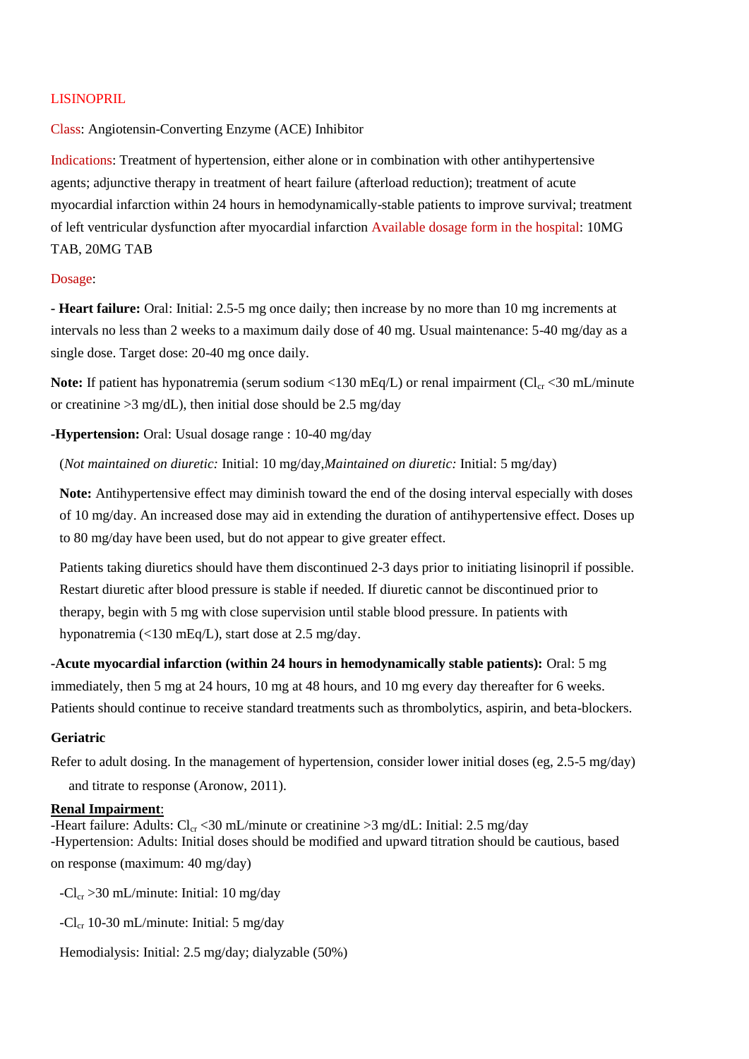# LISINOPRIL

Class: Angiotensin-Converting Enzyme (ACE) Inhibitor

Indications: Treatment of hypertension, either alone or in combination with other antihypertensive agents; adjunctive therapy in treatment of heart failure (afterload reduction); treatment of acute myocardial infarction within 24 hours in hemodynamically-stable patients to improve survival; treatment of left ventricular dysfunction after myocardial infarction Available dosage form in the hospital: 10MG TAB, 20MG TAB

Dosage:

**- Heart failure:** Oral: Initial: 2.5-5 mg once daily; then increase by no more than 10 mg increments at intervals no less than 2 weeks to a maximum daily dose of 40 mg. Usual maintenance: 5-40 mg/day as a single dose. Target dose: 20-40 mg once daily.

**Note:** If patient has hyponatremia (serum sodium <130 mEq/L) or renal impairment ($Cl_{cr}$ <30 mL/minute or creatinine >3 mg/dL), then initial dose should be 2.5 mg/day

**-Hypertension:** Oral: Usual dosage range : 10-40 mg/day

(*Not maintained on diuretic:* Initial: 10 mg/day,*Maintained on diuretic:* Initial: 5 mg/day)

**Note:** Antihypertensive effect may diminish toward the end of the dosing interval especially with doses of 10 mg/day. An increased dose may aid in extending the duration of antihypertensive effect. Doses up to 80 mg/day have been used, but do not appear to give greater effect.

Patients taking diuretics should have them discontinued 2-3 days prior to initiating lisinopril if possible. Restart diuretic after blood pressure is stable if needed. If diuretic cannot be discontinued prior to therapy, begin with 5 mg with close supervision until stable blood pressure. In patients with hyponatremia (<130 mEq/L), start dose at 2.5 mg/day.

**-Acute myocardial infarction (within 24 hours in hemodynamically stable patients):** Oral: 5 mg immediately, then 5 mg at 24 hours, 10 mg at 48 hours, and 10 mg every day thereafter for 6 weeks. Patients should continue to receive standard treatments such as thrombolytics, aspirin, and beta-blockers.

**Geriatric**

Refer to adult dosing. In the management of hypertension, consider lower initial doses (eg, 2.5-5 mg/day) and titrate to response (Aronow, 2011).

**Renal Impairment**:

-Heart failure: Adults: $Cl_{cr}$ <30 mL/minute or creatinine >3 mg/dL: Initial: 2.5 mg/day

-Hypertension: Adults: Initial doses should be modified and upward titration should be cautious, based on response (maximum: 40 mg/day)

-$Cl_{cr}$ >30 mL/minute: Initial: 10 mg/day

-$Cl_{cr}$ 10-30 mL/minute: Initial: 5 mg/day

Hemodialysis: Initial: 2.5 mg/day; dialyzable (50%)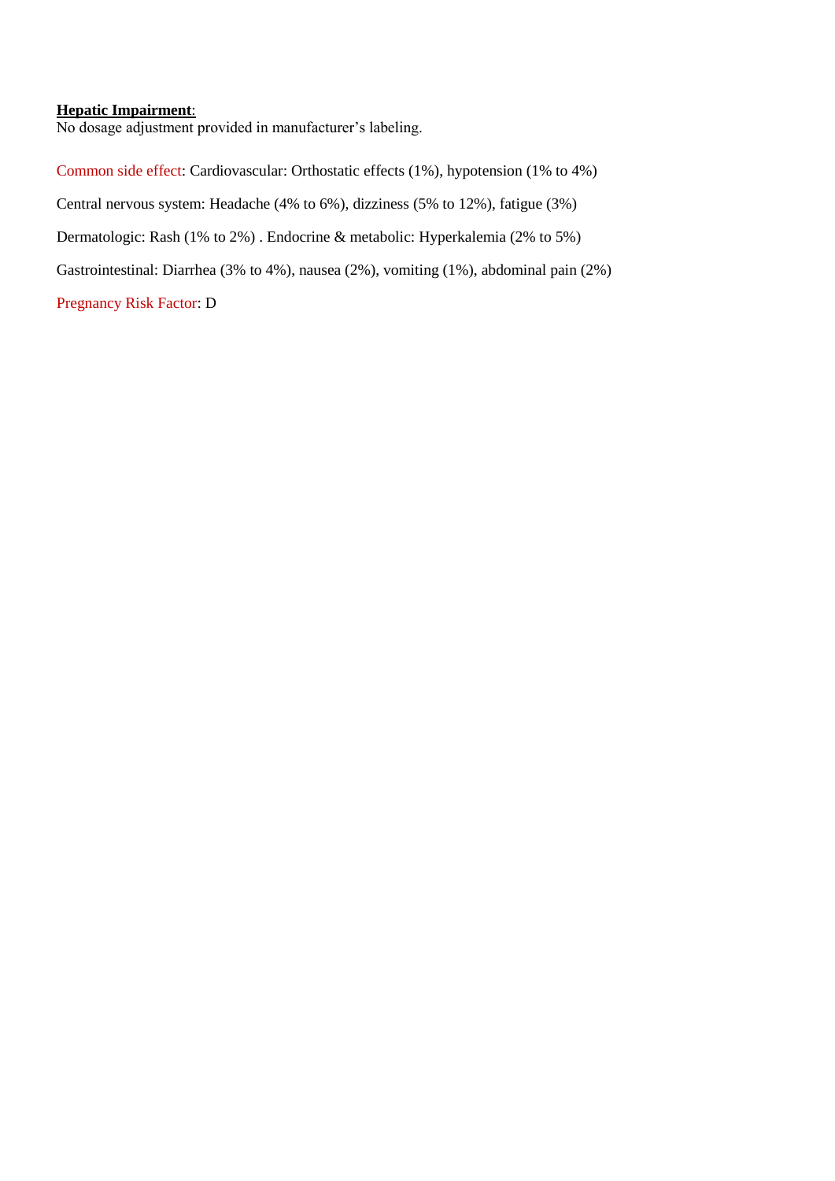**Hepatic Impairment**:
No dosage adjustment provided in manufacturer's labeling.

Common side effect: Cardiovascular: Orthostatic effects (1%), hypotension (1% to 4%)

Central nervous system: Headache (4% to 6%), dizziness (5% to 12%), fatigue (3%)

Dermatologic: Rash (1% to 2%) . Endocrine & metabolic: Hyperkalemia (2% to 5%)

Gastrointestinal: Diarrhea (3% to 4%), nausea (2%), vomiting (1%), abdominal pain (2%)

Pregnancy Risk Factor: D